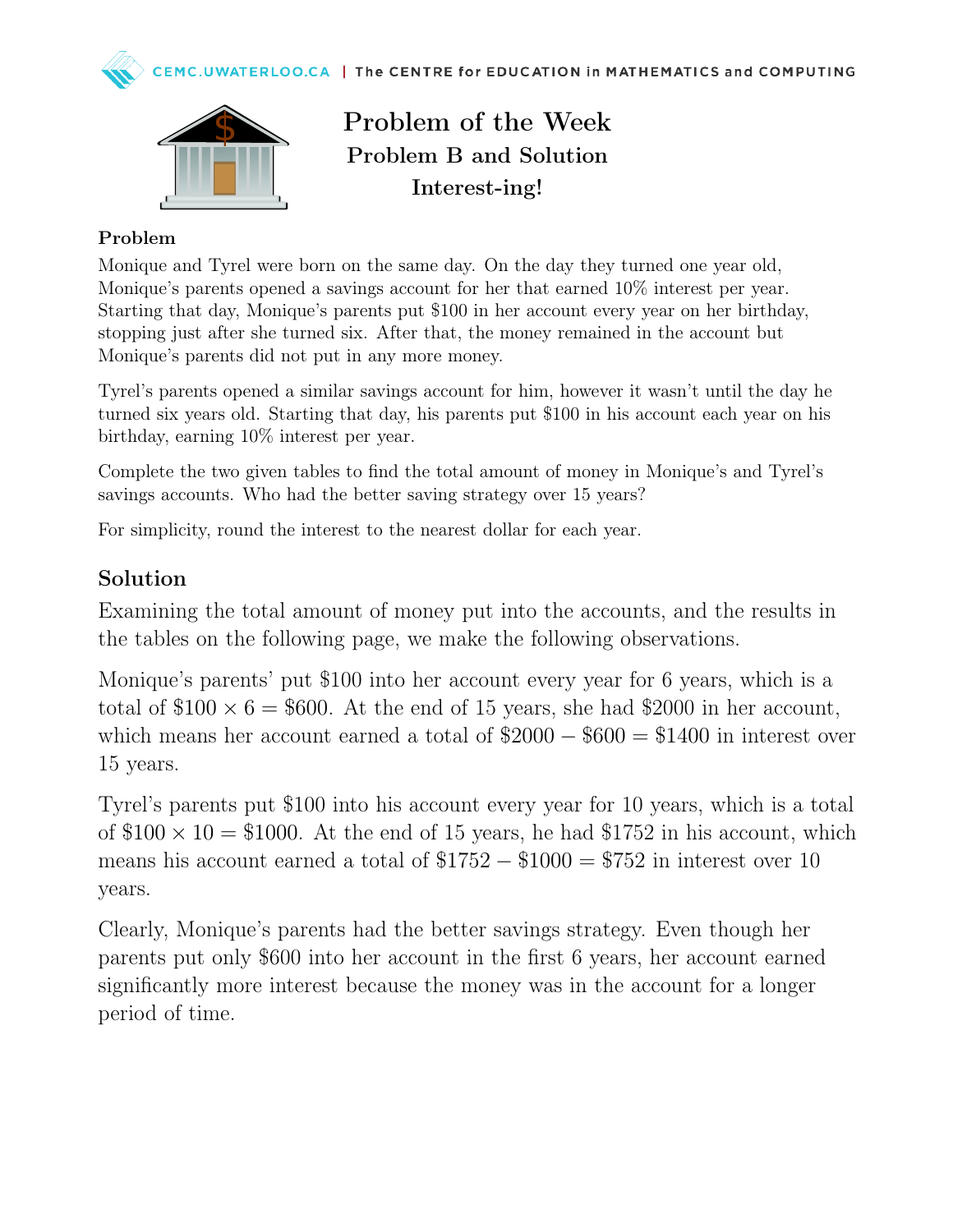# Problem of the Week
## Problem B and Solution
## Interest-ing!

### Problem

Monique and Tyrel were born on the same day. On the day they turned one year old, Monique's parents opened a savings account for her that earned 10% interest per year. Starting that day, Monique's parents put \$100 in her account every year on her birthday, stopping just after she turned six. After that, the money remained in the account but Monique's parents did not put in any more money.

Tyrel's parents opened a similar savings account for him, however it wasn't until the day he turned six years old. Starting that day, his parents put \$100 in his account each year on his birthday, earning 10% interest per year.

Complete the two given tables to find the total amount of money in Monique's and Tyrel's savings accounts. Who had the better saving strategy over 15 years?

For simplicity, round the interest to the nearest dollar for each year.

### Solution

Examining the total amount of money put into the accounts, and the results in the tables on the following page, we make the following observations.

Monique's parents' put \$100 into her account every year for 6 years, which is a total of $\$100 \times 6 = \$600$. At the end of 15 years, she had \$2000 in her account, which means her account earned a total of $\$2000 - \$600 = \$1400$ in interest over 15 years.

Tyrel's parents put \$100 into his account every year for 10 years, which is a total of $\$100 \times 10 = \$1000$. At the end of 15 years, he had \$1752 in his account, which means his account earned a total of $\$1752 - \$1000 = \$752$ in interest over 10 years.

Clearly, Monique's parents had the better savings strategy. Even though her parents put only \$600 into her account in the first 6 years, her account earned significantly more interest because the money was in the account for a longer period of time.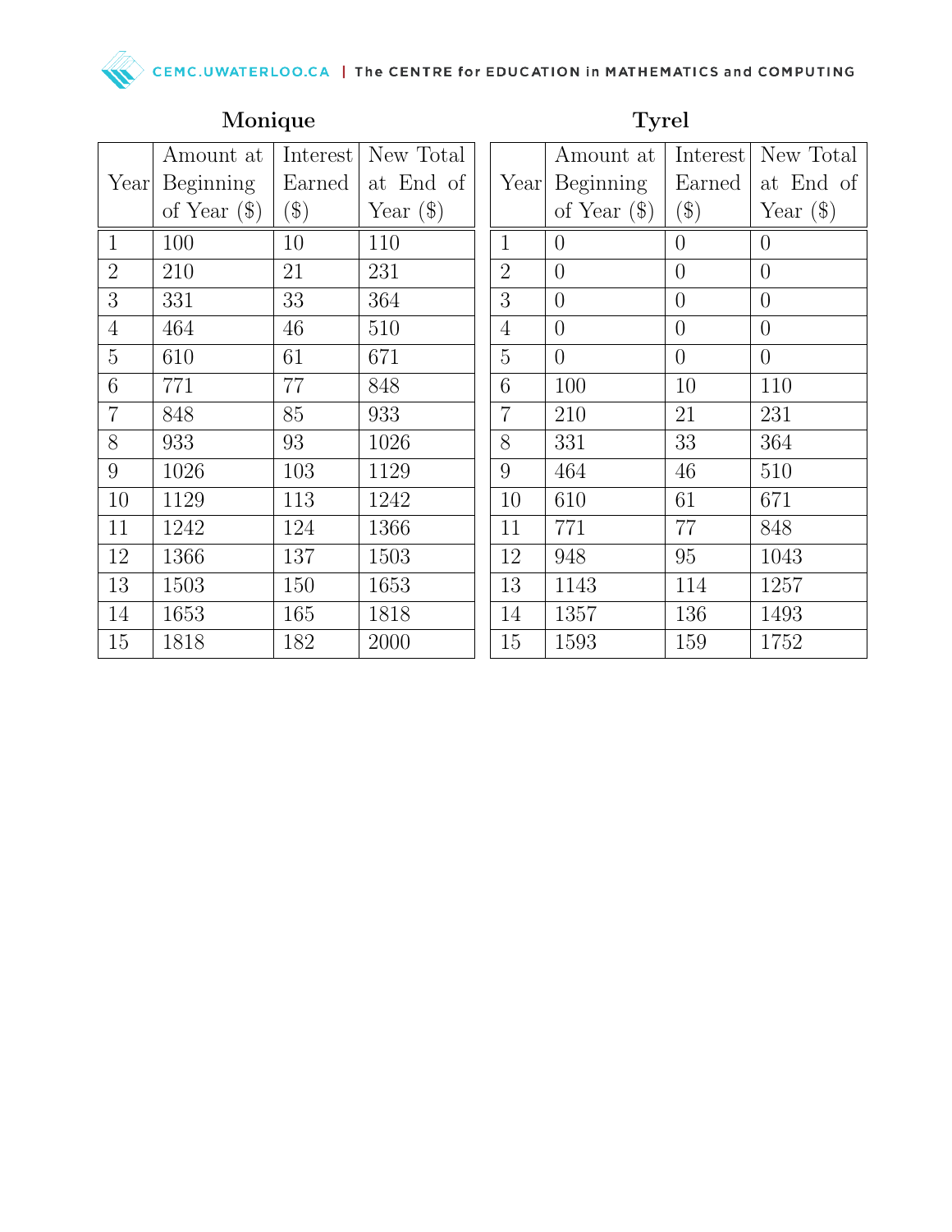**Monique**

| Year | Amount at Beginning of Year ($) | Interest Earned ($) | New Total at End of Year ($) |
|---|---|---|---|
| 1 | 100 | 10 | 110 |
| 2 | 210 | 21 | 231 |
| 3 | 331 | 33 | 364 |
| 4 | 464 | 46 | 510 |
| 5 | 610 | 61 | 671 |
| 6 | 771 | 77 | 848 |
| 7 | 848 | 85 | 933 |
| 8 | 933 | 93 | 1026 |
| 9 | 1026 | 103 | 1129 |
| 10 | 1129 | 113 | 1242 |
| 11 | 1242 | 124 | 1366 |
| 12 | 1366 | 137 | 1503 |
| 13 | 1503 | 150 | 1653 |
| 14 | 1653 | 165 | 1818 |
| 15 | 1818 | 182 | 2000 |

**Tyrel**

| Year | Amount at Beginning of Year ($) | Interest Earned ($) | New Total at End of Year ($) |
|---|---|---|---|
| 1 | 0 | 0 | 0 |
| 2 | 0 | 0 | 0 |
| 3 | 0 | 0 | 0 |
| 4 | 0 | 0 | 0 |
| 5 | 0 | 0 | 0 |
| 6 | 100 | 10 | 110 |
| 7 | 210 | 21 | 231 |
| 8 | 331 | 33 | 364 |
| 9 | 464 | 46 | 510 |
| 10 | 610 | 61 | 671 |
| 11 | 771 | 77 | 848 |
| 12 | 948 | 95 | 1043 |
| 13 | 1143 | 114 | 1257 |
| 14 | 1357 | 136 | 1493 |
| 15 | 1593 | 159 | 1752 |